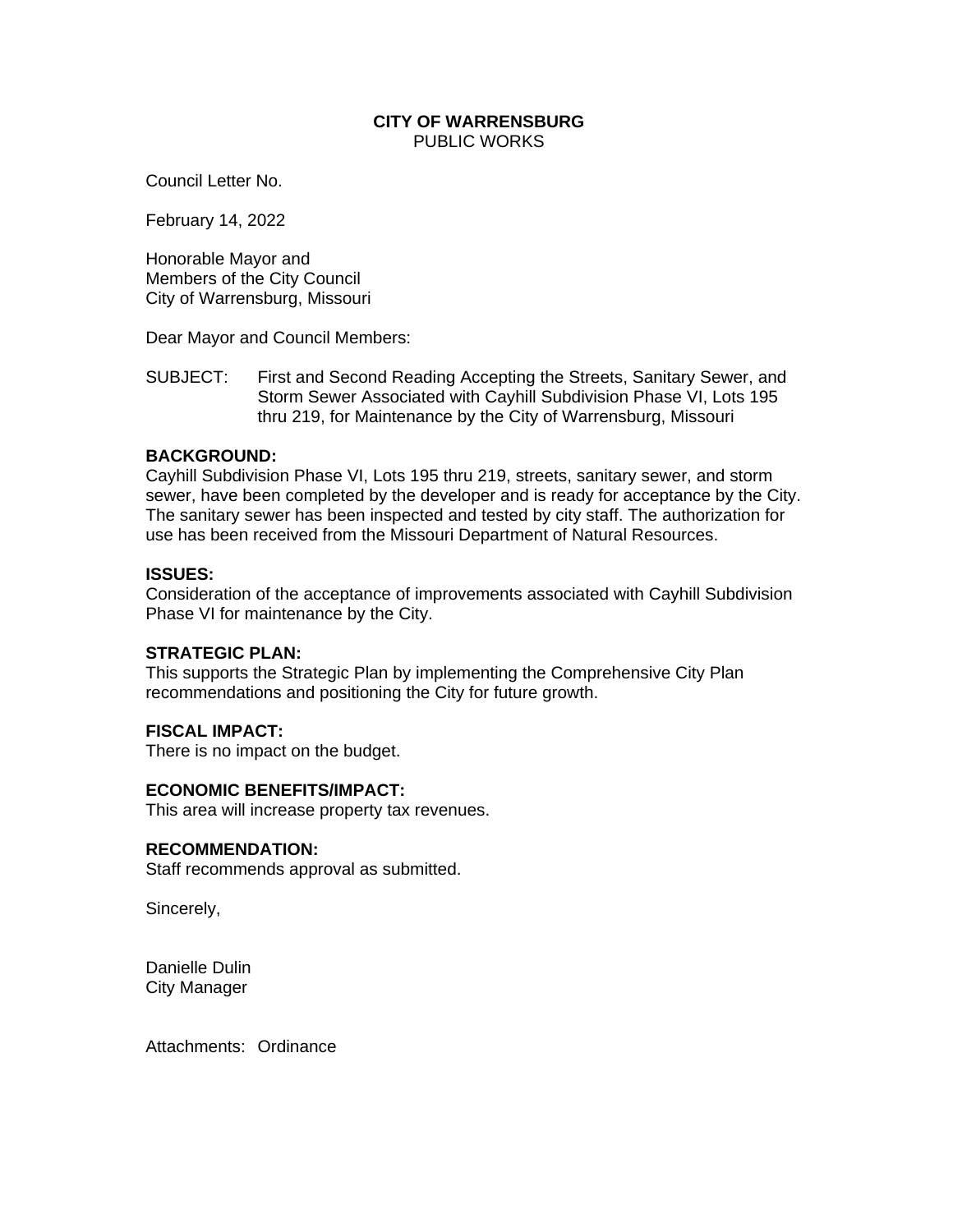**CITY OF WARRENSBURG**
PUBLIC WORKS

Council Letter No.

February 14, 2022

Honorable Mayor and
Members of the City Council
City of Warrensburg, Missouri

Dear Mayor and Council Members:

SUBJECT: First and Second Reading Accepting the Streets, Sanitary Sewer, and Storm Sewer Associated with Cayhill Subdivision Phase VI, Lots 195 thru 219, for Maintenance by the City of Warrensburg, Missouri

**BACKGROUND:**
Cayhill Subdivision Phase VI, Lots 195 thru 219, streets, sanitary sewer, and storm sewer, have been completed by the developer and is ready for acceptance by the City. The sanitary sewer has been inspected and tested by city staff. The authorization for use has been received from the Missouri Department of Natural Resources.

**ISSUES:**
Consideration of the acceptance of improvements associated with Cayhill Subdivision Phase VI for maintenance by the City.

**STRATEGIC PLAN:**
This supports the Strategic Plan by implementing the Comprehensive City Plan recommendations and positioning the City for future growth.

**FISCAL IMPACT:**
There is no impact on the budget.

**ECONOMIC BENEFITS/IMPACT:**
This area will increase property tax revenues.

**RECOMMENDATION:**
Staff recommends approval as submitted.

Sincerely,

Danielle Dulin
City Manager

Attachments: Ordinance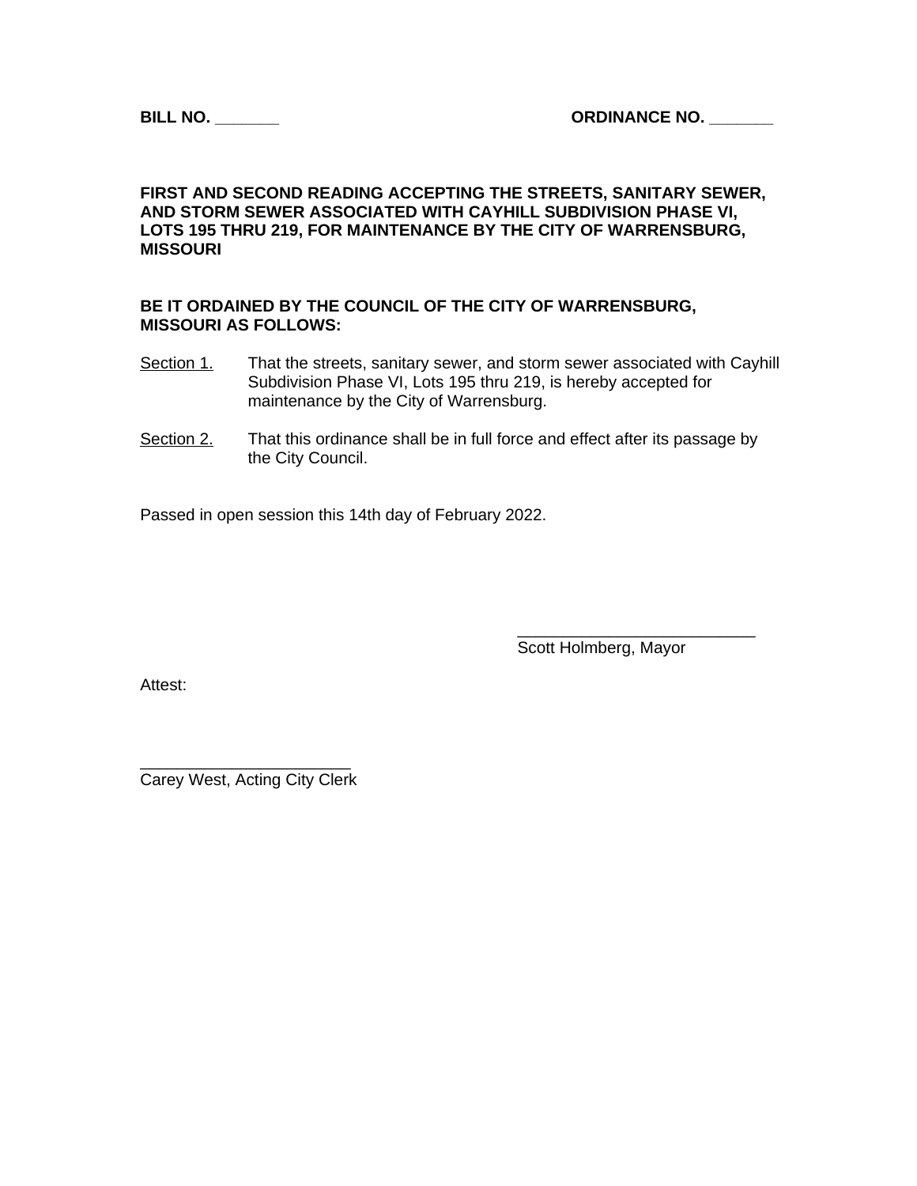**BILL NO. _______** **ORDINANCE NO. _______**

**FIRST AND SECOND READING ACCEPTING THE STREETS, SANITARY SEWER, AND STORM SEWER ASSOCIATED WITH CAYHILL SUBDIVISION PHASE VI, LOTS 195 THRU 219, FOR MAINTENANCE BY THE CITY OF WARRENSBURG, MISSOURI**

**BE IT ORDAINED BY THE COUNCIL OF THE CITY OF WARRENSBURG, MISSOURI AS FOLLOWS:**

<u>Section 1.</u> That the streets, sanitary sewer, and storm sewer associated with Cayhill Subdivision Phase VI, Lots 195 thru 219, is hereby accepted for maintenance by the City of Warrensburg.

<u>Section 2.</u> That this ordinance shall be in full force and effect after its passage by the City Council.

Passed in open session this 14th day of February 2022.

___________________________
Scott Holmberg, Mayor

Attest:

________________________
Carey West, Acting City Clerk